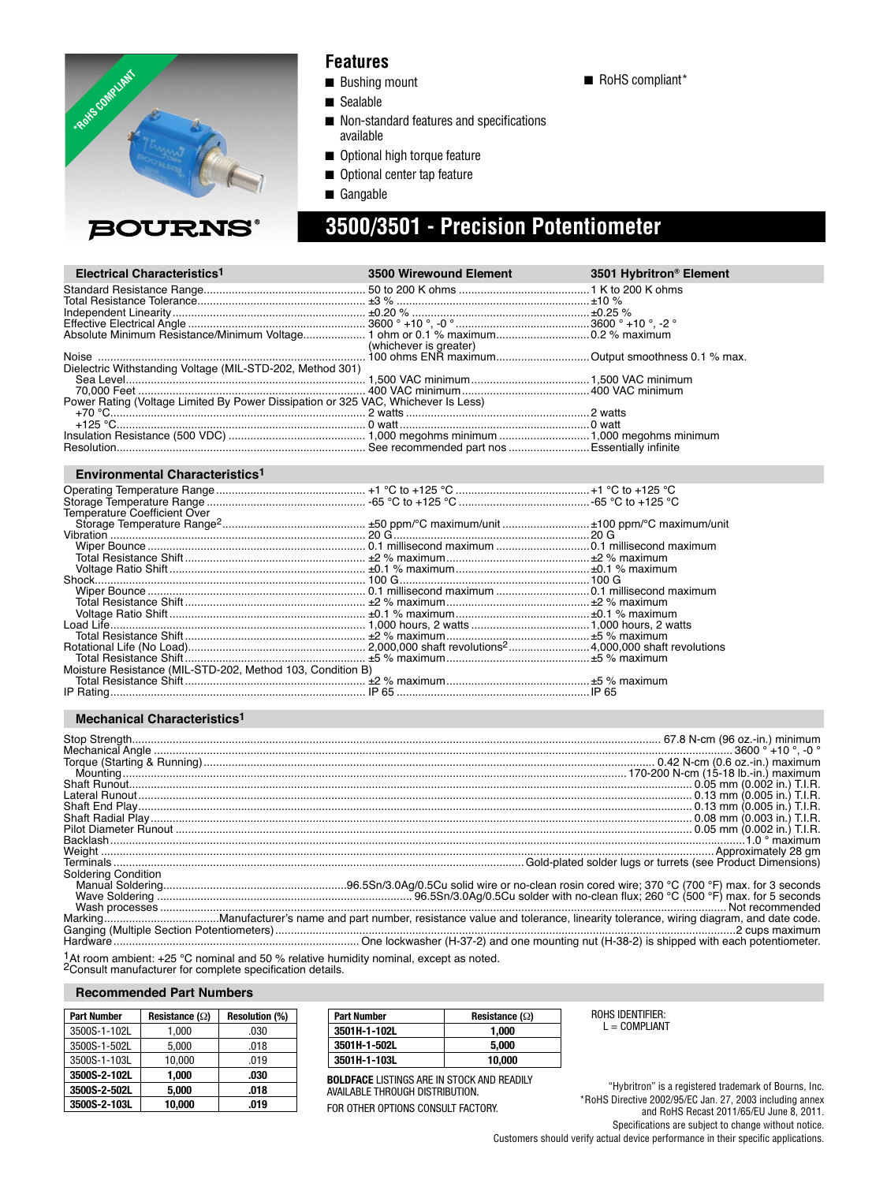*RoHS COMPLIANT

BOURNS®

## Features

- Bushing mount
- Sealable
- Non-standard features and specifications available
- Optional high torque feature
- Optional center tap feature
- Gangable
- RoHS compliant*

# 3500/3501 - Precision Potentiometer

| Electrical Characteristics[1] | 3500 Wirewound Element | 3501 Hybritron® Element |
|---|---|---|
| Standard Resistance Range | 50 to 200 K ohms | 1 K to 200 K ohms |
| Total Resistance Tolerance | ±3 % | ±10 % |
| Independent Linearity | ±0.20 % | ±0.25 % |
| Effective Electrical Angle | 3600 ° +10 °, -0 ° | 3600 ° +10 °, -2 ° |
| Absolute Minimum Resistance/Minimum Voltage | 1 ohm or 0.1 % maximum (whichever is greater) | 0.2 % maximum |
| Noise | 100 ohms ENR maximum | Output smoothness 0.1 % max. |
| Dielectric Withstanding Voltage (MIL-STD-202, Method 301) | | |
| Sea Level | 1,500 VAC minimum | 1,500 VAC minimum |
| 70,000 Feet | 400 VAC minimum | 400 VAC minimum |
| Power Rating (Voltage Limited By Power Dissipation or 325 VAC, Whichever Is Less) | | |
| +70 °C | 2 watts | 2 watts |
| +125 °C | 0 watt | 0 watt |
| Insulation Resistance (500 VDC) | 1,000 megohms minimum | 1,000 megohms minimum |
| Resolution | See recommended part nos | Essentially infinite |

| Environmental Characteristics[1] | 3500 Wirewound Element | 3501 Hybritron® Element |
|---|---|---|
| Operating Temperature Range | +1 °C to +125 °C | +1 °C to +125 °C |
| Storage Temperature Range | -65 °C to +125 °C | -65 °C to +125 °C |
| Temperature Coefficient Over Storage Temperature Range[2] | ±50 ppm/°C maximum/unit | ±100 ppm/°C maximum/unit |
| Vibration | 20 G | 20 G |
| Wiper Bounce | 0.1 millisecond maximum | 0.1 millisecond maximum |
| Total Resistance Shift | ±2 % maximum | ±2 % maximum |
| Voltage Ratio Shift | ±0.1 % maximum | ±0.1 % maximum |
| Shock | 100 G | 100 G |
| Wiper Bounce | 0.1 millisecond maximum | 0.1 millisecond maximum |
| Total Resistance Shift | ±2 % maximum | ±2 % maximum |
| Voltage Ratio Shift | ±0.1 % maximum | ±0.1 % maximum |
| Load Life | 1,000 hours, 2 watts | 1,000 hours, 2 watts |
| Total Resistance Shift | ±2 % maximum | ±5 % maximum |
| Rotational Life (No Load) | 2,000,000 shaft revolutions[2] | 4,000,000 shaft revolutions |
| Total Resistance Shift | ±5 % maximum | ±5 % maximum |
| Moisture Resistance (MIL-STD-202, Method 103, Condition B) | | |
| Total Resistance Shift | ±2 % maximum | ±5 % maximum |
| IP Rating | IP 65 | IP 65 |

| Mechanical Characteristics[1] | |
|---|---|
| Stop Strength | 67.8 N-cm (96 oz.-in.) minimum |
| Mechanical Angle | 3600 ° +10 °, -0 ° |
| Torque (Starting & Running) | 0.42 N-cm (0.6 oz.-in.) maximum |
| Mounting | 170-200 N-cm (15-18 lb.-in.) maximum |
| Shaft Runout | 0.05 mm (0.002 in.) T.I.R. |
| Lateral Runout | 0.13 mm (0.005 in.) T.I.R. |
| Shaft End Play | 0.13 mm (0.005 in.) T.I.R. |
| Shaft Radial Play | 0.08 mm (0.003 in.) T.I.R. |
| Pilot Diameter Runout | 0.05 mm (0.002 in.) T.I.R. |
| Backlash | 1.0 ° maximum |
| Weight | Approximately 28 gm |
| Terminals | Gold-plated solder lugs or turrets (see Product Dimensions) |
| Soldering Condition | |
| Manual Soldering | 96.5Sn/3.0Ag/0.5Cu solid wire or no-clean rosin cored wire; 370 °C (700 °F) max. for 3 seconds |
| Wave Soldering | 96.5Sn/3.0Ag/0.5Cu solder with no-clean flux; 260 °C (500 °F) max. for 5 seconds |
| Wash processes | Not recommended |
| Marking | Manufacturer's name and part number, resistance value and tolerance, linearity tolerance, wiring diagram, and date code. |
| Ganging (Multiple Section Potentiometers) | 2 cups maximum |
| Hardware | One lockwasher (H-37-2) and one mounting nut (H-38-2) is shipped with each potentiometer. |

[1]At room ambient: +25 °C nominal and 50 % relative humidity nominal, except as noted.
[2]Consult manufacturer for complete specification details.

## Recommended Part Numbers

| Part Number | Resistance (Ω) | Resolution (%) |
|---|---|---|
| 3500S-1-102L | 1,000 | .030 |
| 3500S-1-502L | 5,000 | .018 |
| 3500S-1-103L | 10,000 | .019 |
| **3500S-2-102L** | **1,000** | **.030** |
| **3500S-2-502L** | **5,000** | **.018** |
| **3500S-2-103L** | **10,000** | **.019** |

| Part Number | Resistance (Ω) |
|---|---|
| **3501H-1-102L** | **1,000** |
| **3501H-1-502L** | **5,000** |
| **3501H-1-103L** | **10,000** |

**BOLDFACE** LISTINGS ARE IN STOCK AND READILY AVAILABLE THROUGH DISTRIBUTION.

FOR OTHER OPTIONS CONSULT FACTORY.

ROHS IDENTIFIER:
L = COMPLIANT

"Hybritron" is a registered trademark of Bourns, Inc.
*RoHS Directive 2002/95/EC Jan. 27, 2003 including annex and RoHS Recast 2011/65/EU June 8, 2011.
Specifications are subject to change without notice.
Customers should verify actual device performance in their specific applications.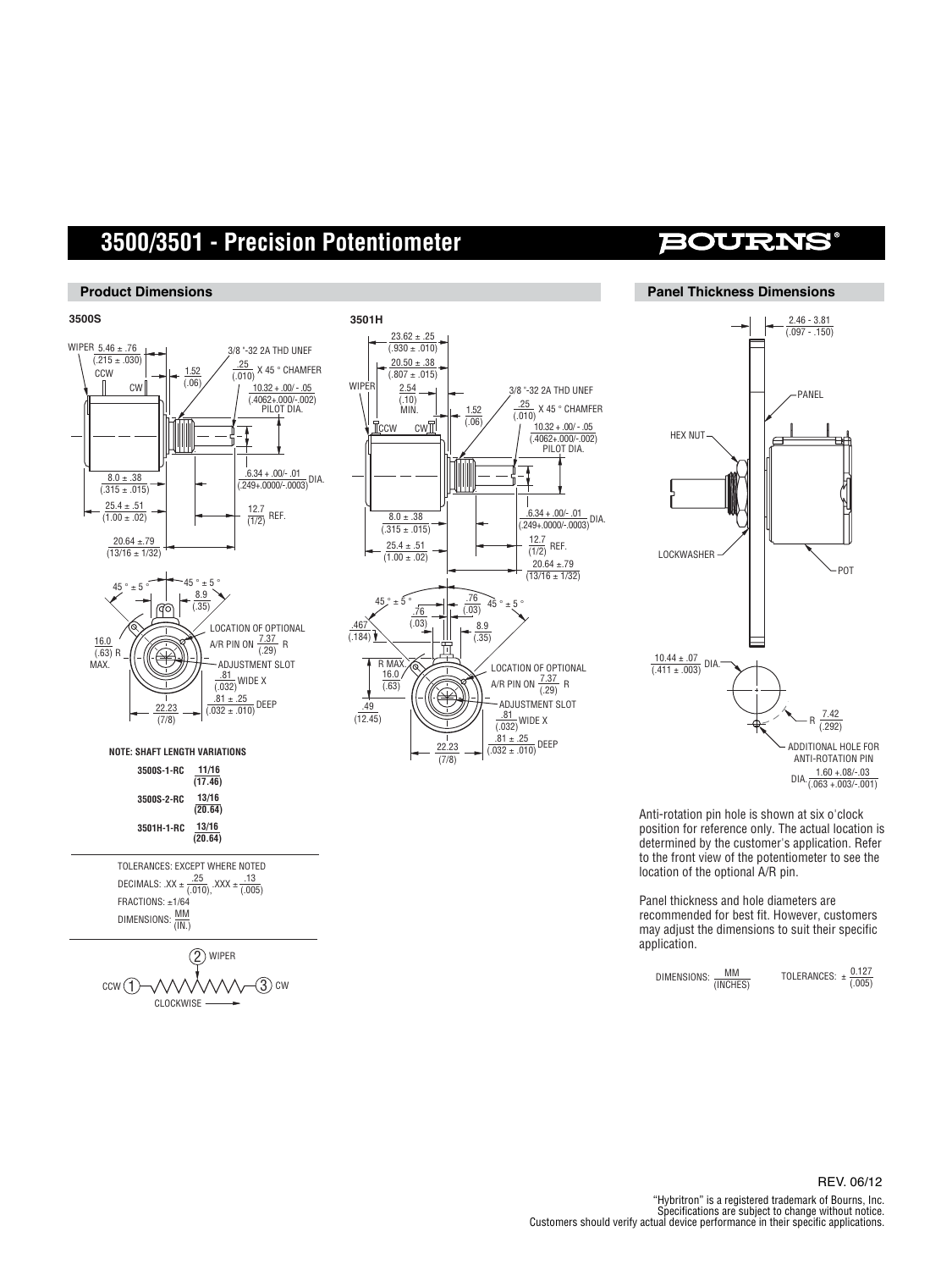# 3500/3501 - Precision Potentiometer

BOURNS®

## Product Dimensions

### 3500S

WIPER 5.46 ± .76 (.215 ± .030)

CCW

CW

1.52 (.06)

3/8 "-32 2A THD UNEF

.25 (.010) X 45 ° CHAMFER

10.32 + .00/ - .05 (.4062+.000/-.002) PILOT DIA.

6.34 + .00/- .01 (.249+.0000/-.0003) DIA.

8.0 ± .38 (.315 ± .015)

25.4 ± .51 (1.00 ± .02)

12.7 (1/2) REF.

20.64 ± .79 (13/16 ± 1/32)

45 ° ± 5 °

45 ° ± 5 °

8.9 (.35)

16.0 (.63) R MAX.

LOCATION OF OPTIONAL A/R PIN ON 7.37 (.29) R

ADJUSTMENT SLOT .81 (.032) WIDE X .81 ± .25 (.032 ± .010) DEEP

22.23 (7/8)

### 3501H

23.62 ± .25 (.930 ± .010)

20.50 ± .38 (.807 ± .015)

WIPER

2.54 (.10) MIN.

1.52 (.06)

3/8 "-32 2A THD UNEF

.25 (.010) X 45 ° CHAMFER

10.32 + .00/ - .05 (.4062+.000/-.002) PILOT DIA.

CCW

CW

8.0 ± .38 (.315 ± .015)

6.34 + .00/- .01 (.249+.0000/-.0003) DIA.

25.4 ± .51 (1.00 ± .02)

12.7 (1/2) REF.

20.64 ± .79 (13/16 ± 1/32)

45 ° ± 5 °

.76 (.03)

.76 (.03)

45 ° ± 5 °

8.9 (.35)

.467 (.184)

R MAX. 16.0 (.63)

.49 (12.45)

LOCATION OF OPTIONAL A/R PIN ON 7.37 (.29) R

ADJUSTMENT SLOT .81 (.032) WIDE X .81 ± .25 (.032 ± .010) DEEP

22.23 (7/8)

**NOTE: SHAFT LENGTH VARIATIONS**

| | |
|---|---|
| **3500S-1-RC** | **11/16 (17.46)** |
| **3500S-2-RC** | **13/16 (20.64)** |
| **3501H-1-RC** | **13/16 (20.64)** |

TOLERANCES: EXCEPT WHERE NOTED

DECIMALS: .XX ± .25 (.010), .XXX ± .13 (.005)

FRACTIONS: ±1/64

DIMENSIONS: MM (IN.)

(2) WIPER

CCW (1) (3) CW

CLOCKWISE

## Panel Thickness Dimensions

2.46 - 3.81 (.097 - .150)

PANEL

HEX NUT

LOCKWASHER

POT

10.44 ± .07 (.411 ± .003) DIA.

R 7.42 (.292)

ADDITIONAL HOLE FOR ANTI-ROTATION PIN DIA. 1.60 +.08/-.03 (.063 +.003/-.001)

Anti-rotation pin hole is shown at six o'clock position for reference only. The actual location is determined by the customer's application. Refer to the front view of the potentiometer to see the location of the optional A/R pin.

Panel thickness and hole diameters are recommended for best fit. However, customers may adjust the dimensions to suit their specific application.

DIMENSIONS: MM (INCHES)

TOLERANCES: ± 0.127 (.005)

REV. 06/12

"Hybritron" is a registered trademark of Bourns, Inc.
Specifications are subject to change without notice.
Customers should verify actual device performance in their specific applications.